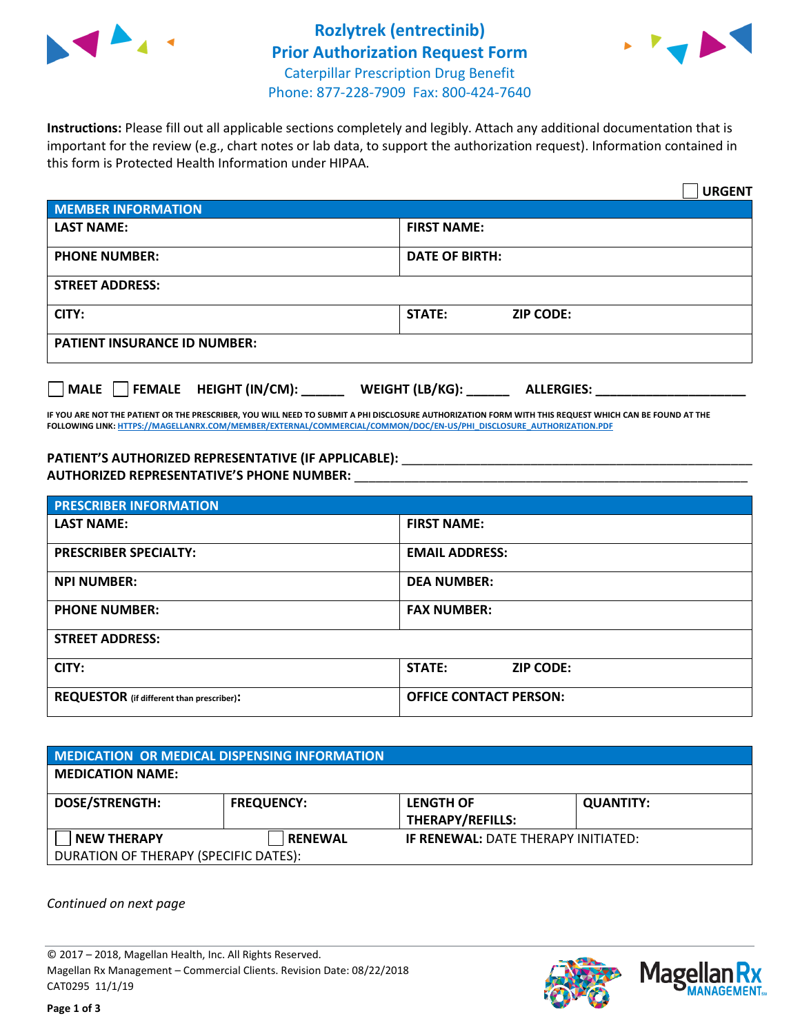# Rozlytrek (entrectinib)
## Prior Authorization Request Form
Caterpillar Prescription Drug Benefit
Phone: 877-228-7909 Fax: 800-424-7640

**Instructions:** Please fill out all applicable sections completely and legibly. Attach any additional documentation that is important for the review (e.g., chart notes or lab data, to support the authorization request). Information contained in this form is Protected Health Information under HIPAA.

☐ **URGENT**

| **MEMBER INFORMATION** | |
|---|---|
| **LAST NAME:** | **FIRST NAME:** |
| **PHONE NUMBER:** | **DATE OF BIRTH:** |
| **STREET ADDRESS:** | |
| **CITY:** | **STATE:** **ZIP CODE:** |
| **PATIENT INSURANCE ID NUMBER:** | |

☐ **MALE** ☐ **FEMALE** **HEIGHT (IN/CM):** ______ **WEIGHT (LB/KG):** ______ **ALLERGIES:** ____________________

**IF YOU ARE NOT THE PATIENT OR THE PRESCRIBER, YOU WILL NEED TO SUBMIT A PHI DISCLOSURE AUTHORIZATION FORM WITH THIS REQUEST WHICH CAN BE FOUND AT THE FOLLOWING LINK: HTTPS://MAGELLANRX.COM/MEMBER/EXTERNAL/COMMERCIAL/COMMON/DOC/EN-US/PHI_DISCLOSURE_AUTHORIZATION.PDF**

**PATIENT'S AUTHORIZED REPRESENTATIVE (IF APPLICABLE):** ____________________________________________

**AUTHORIZED REPRESENTATIVE'S PHONE NUMBER:** ____________________________________________

| **PRESCRIBER INFORMATION** | |
|---|---|
| **LAST NAME:** | **FIRST NAME:** |
| **PRESCRIBER SPECIALTY:** | **EMAIL ADDRESS:** |
| **NPI NUMBER:** | **DEA NUMBER:** |
| **PHONE NUMBER:** | **FAX NUMBER:** |
| **STREET ADDRESS:** | |
| **CITY:** | **STATE:** **ZIP CODE:** |
| **REQUESTOR** (if different than prescriber)**:** | **OFFICE CONTACT PERSON:** |

| **MEDICATION OR MEDICAL DISPENSING INFORMATION** | | | |
|---|---|---|---|
| **MEDICATION NAME:** | | | |
| **DOSE/STRENGTH:** | **FREQUENCY:** | **LENGTH OF THERAPY/REFILLS:** | **QUANTITY:** |
| ☐ **NEW THERAPY** | ☐ **RENEWAL** | **IF RENEWAL:** DATE THERAPY INITIATED: | |
| DURATION OF THERAPY (SPECIFIC DATES): | | | |

*Continued on next page*

© 2017 – 2018, Magellan Health, Inc. All Rights Reserved.
Magellan Rx Management – Commercial Clients. Revision Date: 08/22/2018
CAT0295 11/1/19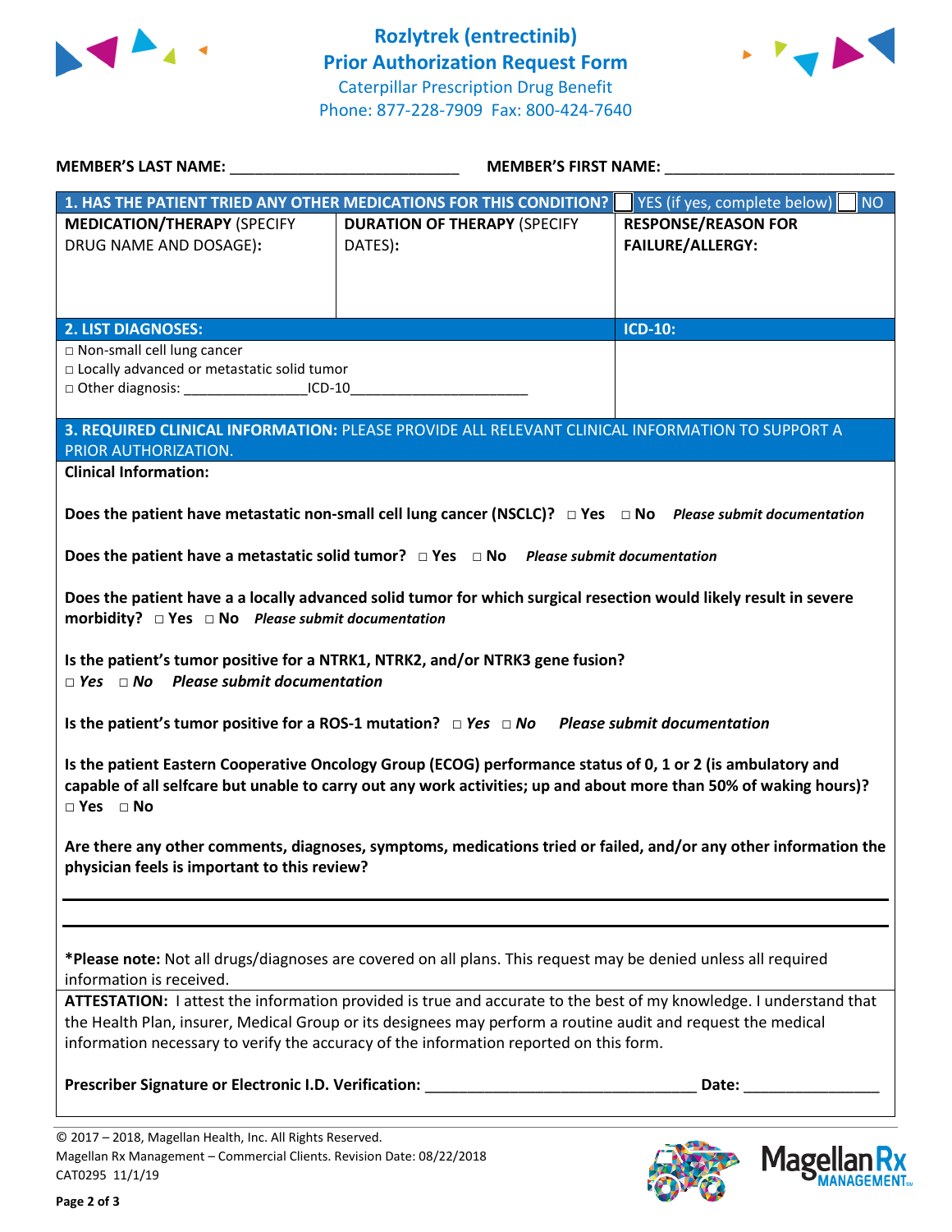# Rozlytrek (entrectinib) Prior Authorization Request Form

Caterpillar Prescription Drug Benefit
Phone: 877-228-7909 Fax: 800-424-7640

**MEMBER'S LAST NAME:** ___________________________ **MEMBER'S FIRST NAME:** ___________________________

| **1. HAS THE PATIENT TRIED ANY OTHER MEDICATIONS FOR THIS CONDITION?** | | ☐ YES (if yes, complete below) ☐ NO |
|---|---|---|
| **MEDICATION/THERAPY** (SPECIFY DRUG NAME AND DOSAGE): | **DURATION OF THERAPY** (SPECIFY DATES): | **RESPONSE/REASON FOR FAILURE/ALLERGY:** |
| | | |

| **2. LIST DIAGNOSES:** | **ICD-10:** |
|---|---|
| □ Non-small cell lung cancer<br>□ Locally advanced or metastatic solid tumor<br>□ Other diagnosis: ________________ICD-10_______________________ | |

**3. REQUIRED CLINICAL INFORMATION:** PLEASE PROVIDE ALL RELEVANT CLINICAL INFORMATION TO SUPPORT A PRIOR AUTHORIZATION.

**Clinical Information:**

**Does the patient have metastatic non-small cell lung cancer (NSCLC)?** □ **Yes** □ **No** ***Please submit documentation***

**Does the patient have a metastatic solid tumor?** □ **Yes** □ **No** ***Please submit documentation***

**Does the patient have a a locally advanced solid tumor for which surgical resection would likely result in severe morbidity?** □ **Yes** □ **No** ***Please submit documentation***

**Is the patient's tumor positive for a NTRK1, NTRK2, and/or NTRK3 gene fusion?**
□ ***Yes*** □ ***No*** ***Please submit documentation***

**Is the patient's tumor positive for a ROS-1 mutation?** □ ***Yes*** □ ***No*** ***Please submit documentation***

**Is the patient Eastern Cooperative Oncology Group (ECOG) performance status of 0, 1 or 2 (is ambulatory and capable of all selfcare but unable to carry out any work activities; up and about more than 50% of waking hours)?**
□ **Yes** □ **No**

**Are there any other comments, diagnoses, symptoms, medications tried or failed, and/or any other information the physician feels is important to this review?**

_______________________________________________________________________________

_______________________________________________________________________________

***Please note:** Not all drugs/diagnoses are covered on all plans. This request may be denied unless all required information is received.

**ATTESTATION:** I attest the information provided is true and accurate to the best of my knowledge. I understand that the Health Plan, insurer, Medical Group or its designees may perform a routine audit and request the medical information necessary to verify the accuracy of the information reported on this form.

**Prescriber Signature or Electronic I.D. Verification:** ________________________________ **Date:** ________________

© 2017 – 2018, Magellan Health, Inc. All Rights Reserved.
Magellan Rx Management – Commercial Clients. Revision Date: 08/22/2018
CAT0295 11/1/19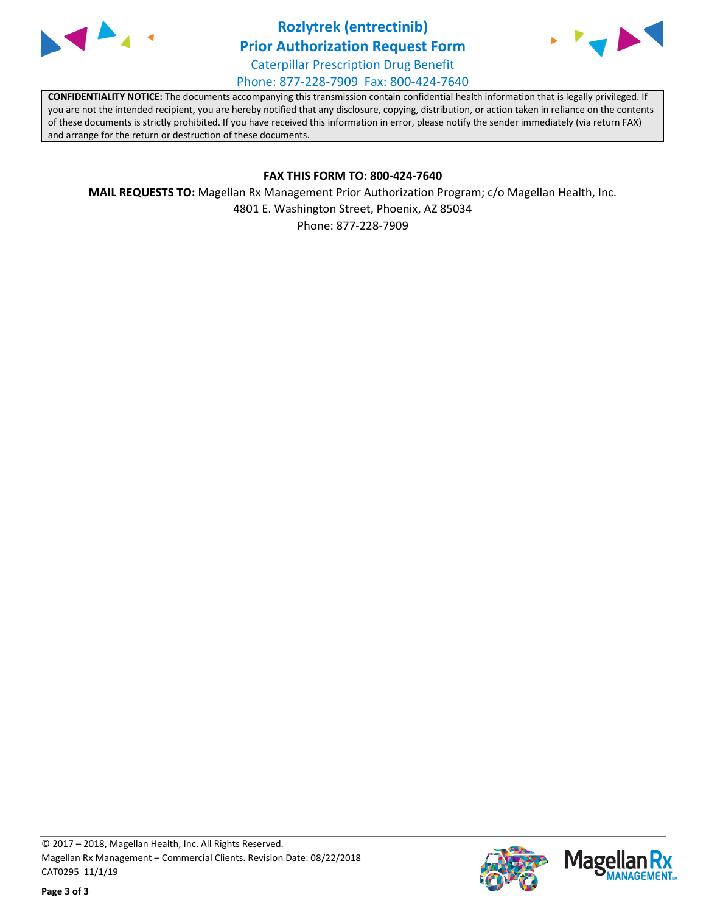# Rozlytrek (entrectinib) Prior Authorization Request Form

Caterpillar Prescription Drug Benefit

Phone: 877-228-7909 Fax: 800-424-7640

**CONFIDENTIALITY NOTICE:** The documents accompanying this transmission contain confidential health information that is legally privileged. If you are not the intended recipient, you are hereby notified that any disclosure, copying, distribution, or action taken in reliance on the contents of these documents is strictly prohibited. If you have received this information in error, please notify the sender immediately (via return FAX) and arrange for the return or destruction of these documents.

**FAX THIS FORM TO: 800-424-7640**

**MAIL REQUESTS TO:** Magellan Rx Management Prior Authorization Program; c/o Magellan Health, Inc.
4801 E. Washington Street, Phoenix, AZ 85034
Phone: 877-228-7909

© 2017 – 2018, Magellan Health, Inc. All Rights Reserved.
Magellan Rx Management – Commercial Clients. Revision Date: 08/22/2018
CAT0295 11/1/19